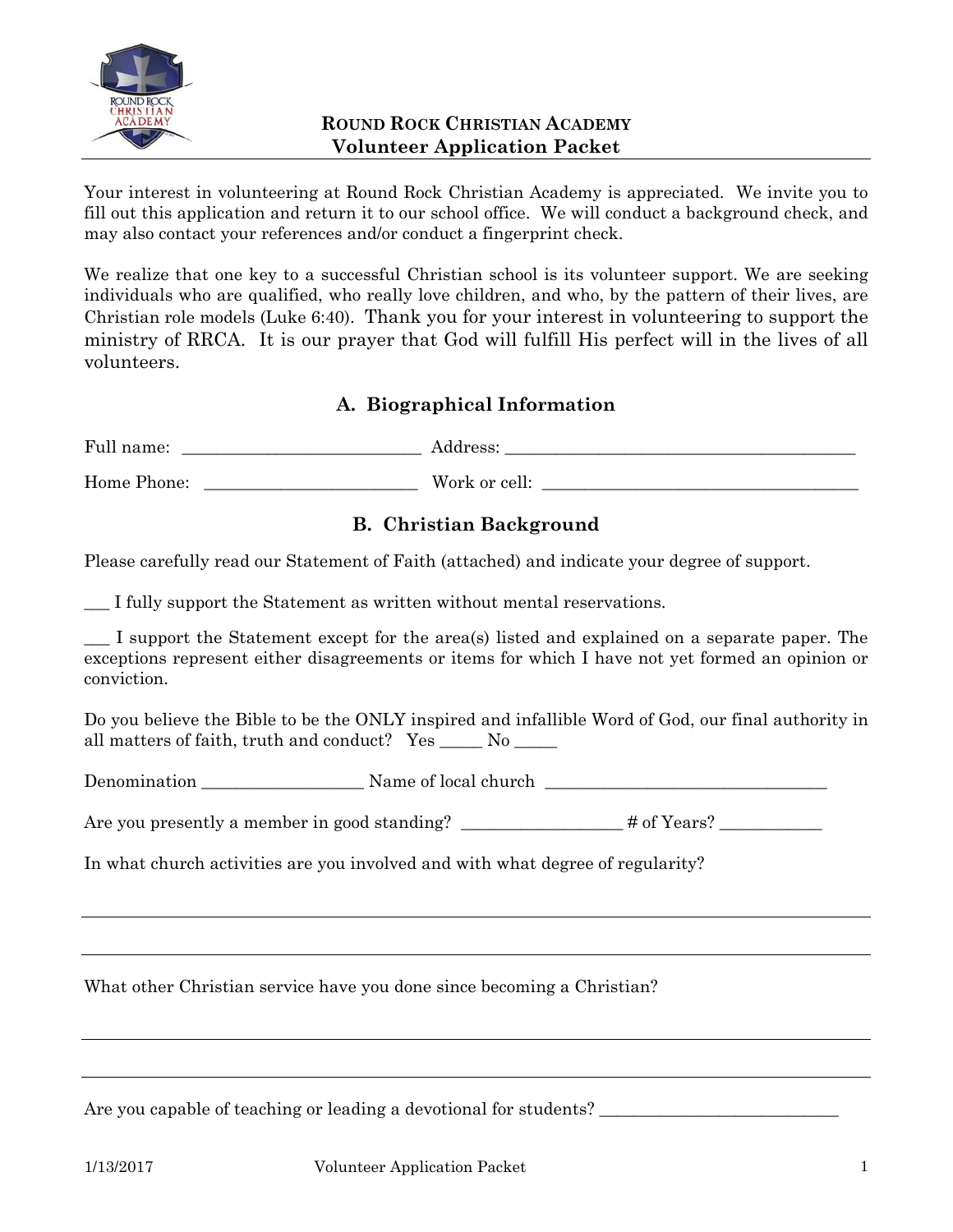# ROUND ROCK CHRISTIAN ACADEMY
## Volunteer Application Packet

Your interest in volunteering at Round Rock Christian Academy is appreciated. We invite you to fill out this application and return it to our school office. We will conduct a background check, and may also contact your references and/or conduct a fingerprint check.

We realize that one key to a successful Christian school is its volunteer support. We are seeking individuals who are qualified, who really love children, and who, by the pattern of their lives, are Christian role models (Luke 6:40). Thank you for your interest in volunteering to support the ministry of RRCA. It is our prayer that God will fulfill His perfect will in the lives of all volunteers.

### A. Biographical Information

Full name: ___________________________ Address: ________________________________________

Home Phone: ________________________ Work or cell: ___________________________________

### B. Christian Background

Please carefully read our Statement of Faith (attached) and indicate your degree of support.

___ I fully support the Statement as written without mental reservations.

___ I support the Statement except for the area(s) listed and explained on a separate paper. The exceptions represent either disagreements or items for which I have not yet formed an opinion or conviction.

Do you believe the Bible to be the ONLY inspired and infallible Word of God, our final authority in all matters of faith, truth and conduct? Yes _____ No _____

Denomination __________________ Name of local church ________________________________

Are you presently a member in good standing? __________________ # of Years? ___________

In what church activities are you involved and with what degree of regularity?

______________________________________________________________________________

______________________________________________________________________________

What other Christian service have you done since becoming a Christian?

______________________________________________________________________________

______________________________________________________________________________

Are you capable of teaching or leading a devotional for students? ____________________________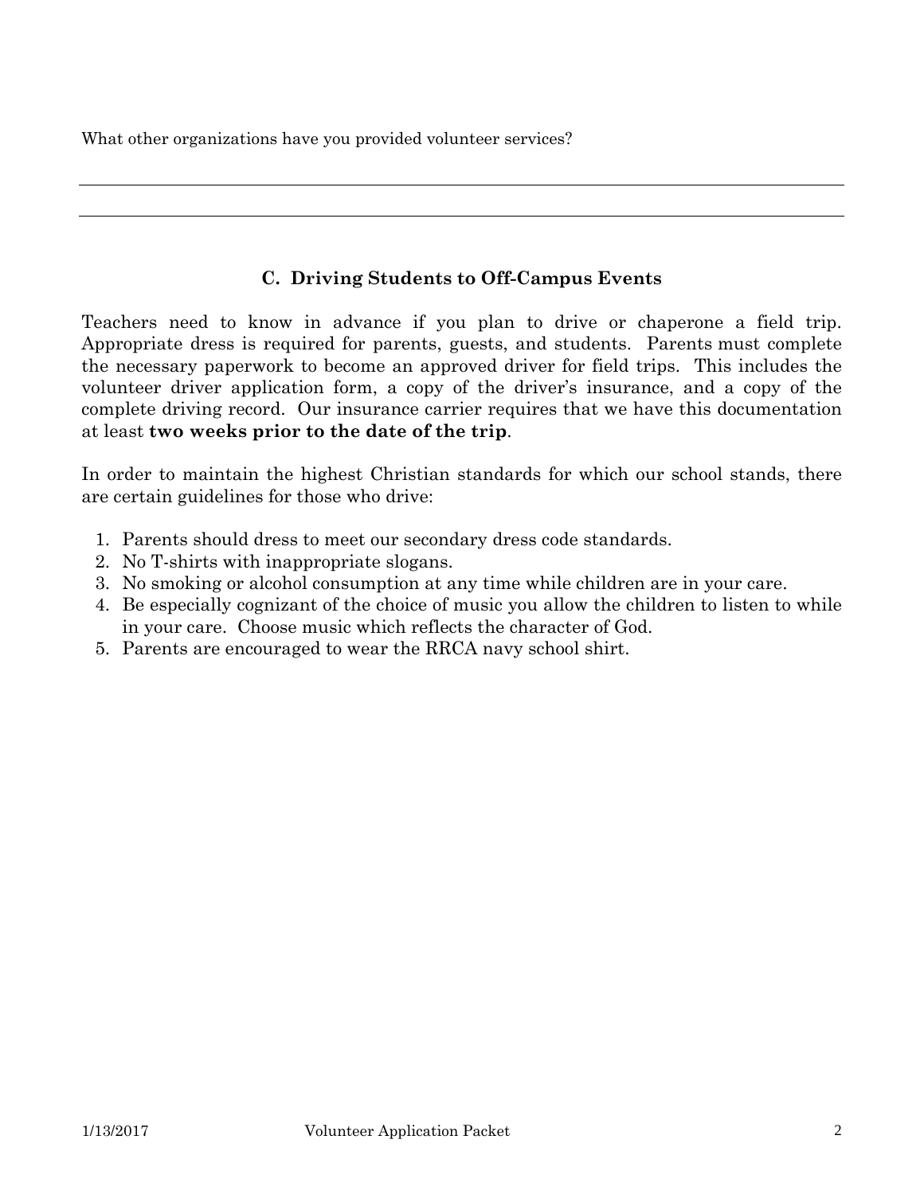What other organizations have you provided volunteer services?

\_\_\_\_\_\_\_\_\_\_\_\_\_\_\_\_\_\_\_\_\_\_\_\_\_\_\_\_\_\_\_\_\_\_\_\_\_\_\_\_\_\_\_\_\_\_\_\_\_\_\_\_\_\_\_\_\_\_\_\_\_\_\_\_\_\_\_\_\_\_\_\_\_\_\_\_\_\_

\_\_\_\_\_\_\_\_\_\_\_\_\_\_\_\_\_\_\_\_\_\_\_\_\_\_\_\_\_\_\_\_\_\_\_\_\_\_\_\_\_\_\_\_\_\_\_\_\_\_\_\_\_\_\_\_\_\_\_\_\_\_\_\_\_\_\_\_\_\_\_\_\_\_\_\_\_\_

### C. Driving Students to Off-Campus Events

Teachers need to know in advance if you plan to drive or chaperone a field trip. Appropriate dress is required for parents, guests, and students. Parents must complete the necessary paperwork to become an approved driver for field trips. This includes the volunteer driver application form, a copy of the driver's insurance, and a copy of the complete driving record. Our insurance carrier requires that we have this documentation at least **two weeks prior to the date of the trip**.

In order to maintain the highest Christian standards for which our school stands, there are certain guidelines for those who drive:

1. Parents should dress to meet our secondary dress code standards.
2. No T-shirts with inappropriate slogans.
3. No smoking or alcohol consumption at any time while children are in your care.
4. Be especially cognizant of the choice of music you allow the children to listen to while in your care. Choose music which reflects the character of God.
5. Parents are encouraged to wear the RRCA navy school shirt.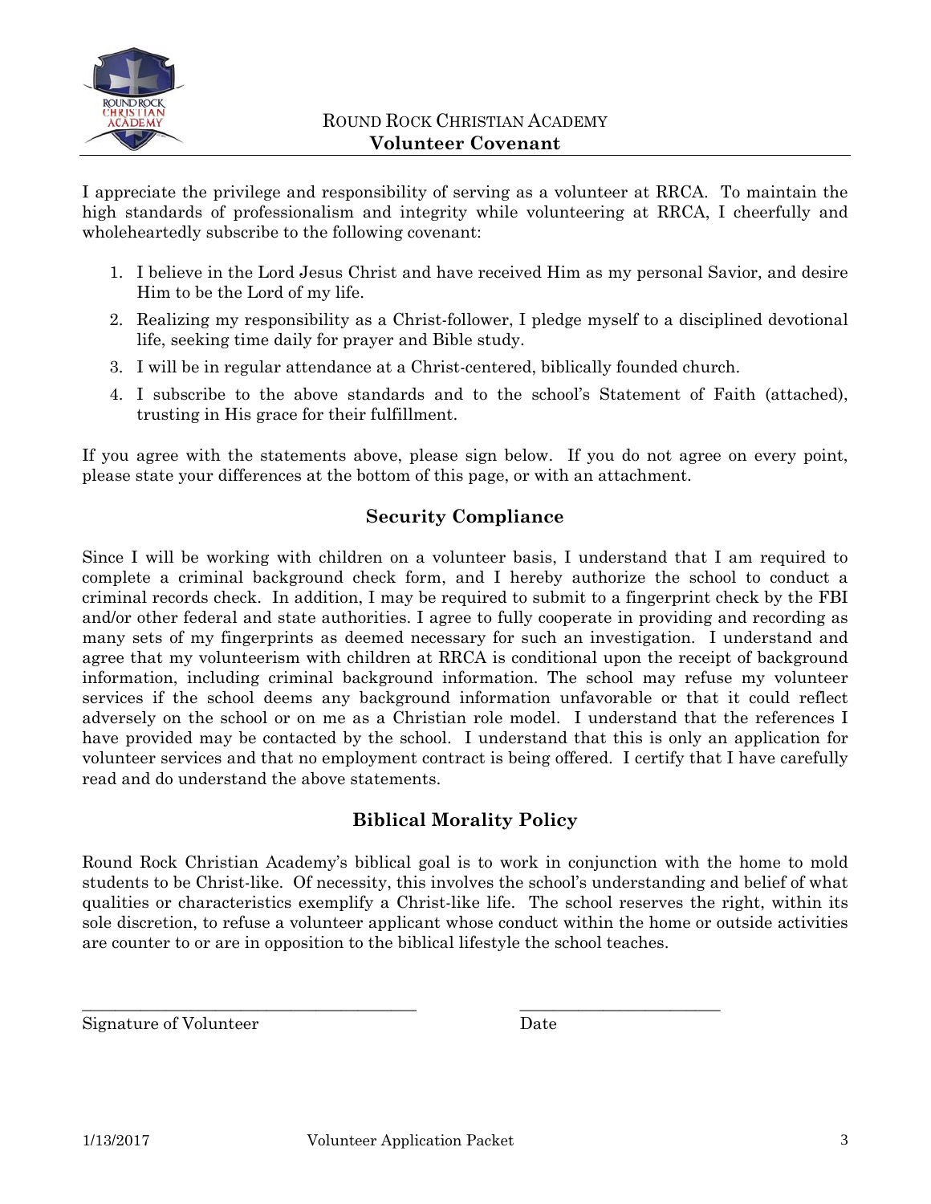# ROUND ROCK CHRISTIAN ACADEMY
## Volunteer Covenant

I appreciate the privilege and responsibility of serving as a volunteer at RRCA. To maintain the high standards of professionalism and integrity while volunteering at RRCA, I cheerfully and wholeheartedly subscribe to the following covenant:

1. I believe in the Lord Jesus Christ and have received Him as my personal Savior, and desire Him to be the Lord of my life.
2. Realizing my responsibility as a Christ-follower, I pledge myself to a disciplined devotional life, seeking time daily for prayer and Bible study.
3. I will be in regular attendance at a Christ-centered, biblically founded church.
4. I subscribe to the above standards and to the school's Statement of Faith (attached), trusting in His grace for their fulfillment.

If you agree with the statements above, please sign below. If you do not agree on every point, please state your differences at the bottom of this page, or with an attachment.

## Security Compliance

Since I will be working with children on a volunteer basis, I understand that I am required to complete a criminal background check form, and I hereby authorize the school to conduct a criminal records check. In addition, I may be required to submit to a fingerprint check by the FBI and/or other federal and state authorities. I agree to fully cooperate in providing and recording as many sets of my fingerprints as deemed necessary for such an investigation. I understand and agree that my volunteerism with children at RRCA is conditional upon the receipt of background information, including criminal background information. The school may refuse my volunteer services if the school deems any background information unfavorable or that it could reflect adversely on the school or on me as a Christian role model. I understand that the references I have provided may be contacted by the school. I understand that this is only an application for volunteer services and that no employment contract is being offered. I certify that I have carefully read and do understand the above statements.

## Biblical Morality Policy

Round Rock Christian Academy's biblical goal is to work in conjunction with the home to mold students to be Christ-like. Of necessity, this involves the school's understanding and belief of what qualities or characteristics exemplify a Christ-like life. The school reserves the right, within its sole discretion, to refuse a volunteer applicant whose conduct within the home or outside activities are counter to or are in opposition to the biblical lifestyle the school teaches.

\_\_\_\_\_\_\_\_\_\_\_\_\_\_\_\_\_\_\_\_\_\_\_\_\_\_\_\_\_\_\_\_\_\_\_\_\_\_\_\_ \_\_\_\_\_\_\_\_\_\_\_\_\_\_\_\_\_\_\_\_\_\_\_\_\_

Signature of Volunteer Date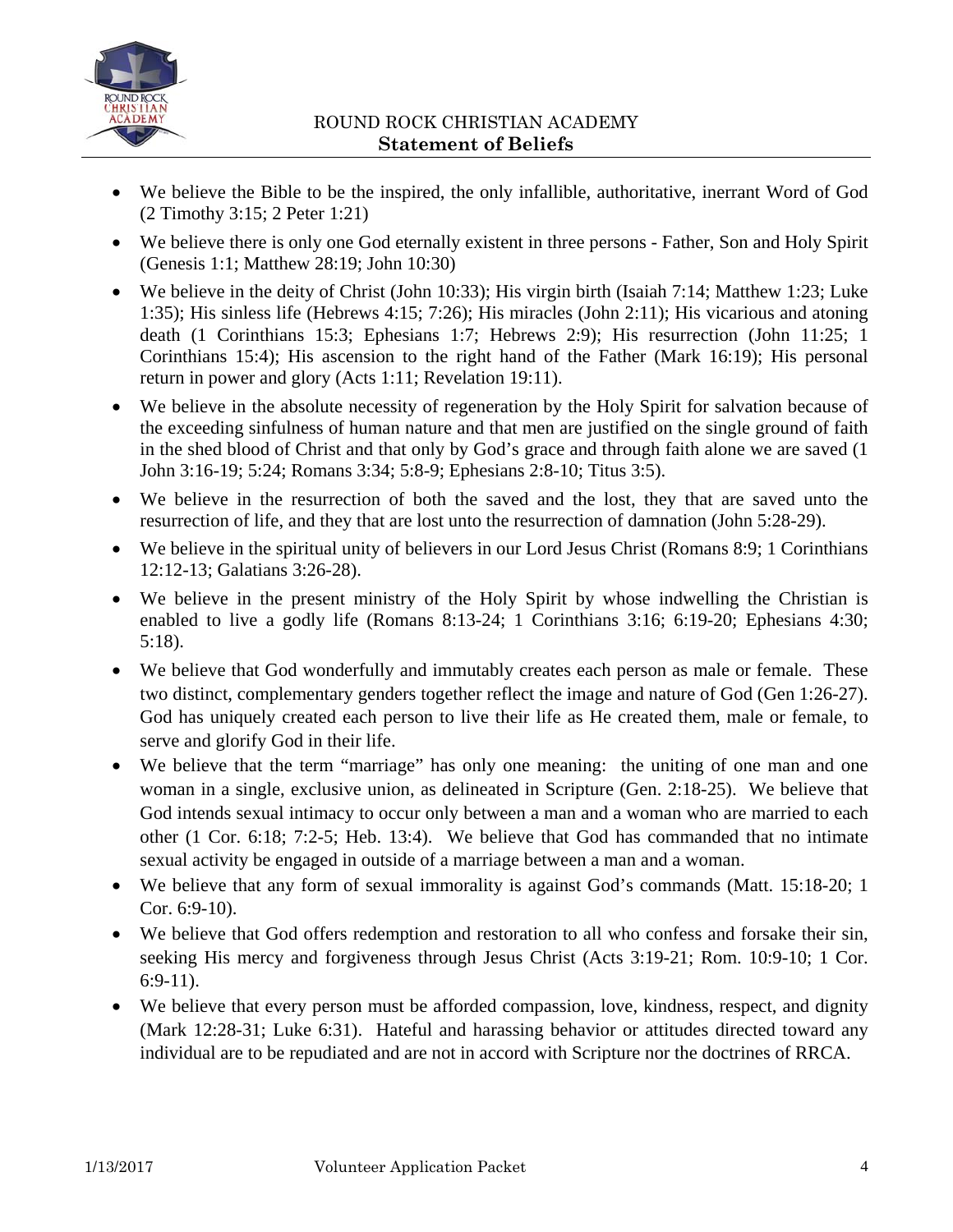ROUND ROCK CHRISTIAN ACADEMY

**Statement of Beliefs**

- We believe the Bible to be the inspired, the only infallible, authoritative, inerrant Word of God (2 Timothy 3:15; 2 Peter 1:21)
- We believe there is only one God eternally existent in three persons - Father, Son and Holy Spirit (Genesis 1:1; Matthew 28:19; John 10:30)
- We believe in the deity of Christ (John 10:33); His virgin birth (Isaiah 7:14; Matthew 1:23; Luke 1:35); His sinless life (Hebrews 4:15; 7:26); His miracles (John 2:11); His vicarious and atoning death (1 Corinthians 15:3; Ephesians 1:7; Hebrews 2:9); His resurrection (John 11:25; 1 Corinthians 15:4); His ascension to the right hand of the Father (Mark 16:19); His personal return in power and glory (Acts 1:11; Revelation 19:11).
- We believe in the absolute necessity of regeneration by the Holy Spirit for salvation because of the exceeding sinfulness of human nature and that men are justified on the single ground of faith in the shed blood of Christ and that only by God's grace and through faith alone we are saved (1 John 3:16-19; 5:24; Romans 3:34; 5:8-9; Ephesians 2:8-10; Titus 3:5).
- We believe in the resurrection of both the saved and the lost, they that are saved unto the resurrection of life, and they that are lost unto the resurrection of damnation (John 5:28-29).
- We believe in the spiritual unity of believers in our Lord Jesus Christ (Romans 8:9; 1 Corinthians 12:12-13; Galatians 3:26-28).
- We believe in the present ministry of the Holy Spirit by whose indwelling the Christian is enabled to live a godly life (Romans 8:13-24; 1 Corinthians 3:16; 6:19-20; Ephesians 4:30; 5:18).
- We believe that God wonderfully and immutably creates each person as male or female. These two distinct, complementary genders together reflect the image and nature of God (Gen 1:26-27). God has uniquely created each person to live their life as He created them, male or female, to serve and glorify God in their life.
- We believe that the term "marriage" has only one meaning: the uniting of one man and one woman in a single, exclusive union, as delineated in Scripture (Gen. 2:18-25). We believe that God intends sexual intimacy to occur only between a man and a woman who are married to each other (1 Cor. 6:18; 7:2-5; Heb. 13:4). We believe that God has commanded that no intimate sexual activity be engaged in outside of a marriage between a man and a woman.
- We believe that any form of sexual immorality is against God's commands (Matt. 15:18-20; 1 Cor. 6:9-10).
- We believe that God offers redemption and restoration to all who confess and forsake their sin, seeking His mercy and forgiveness through Jesus Christ (Acts 3:19-21; Rom. 10:9-10; 1 Cor. 6:9-11).
- We believe that every person must be afforded compassion, love, kindness, respect, and dignity (Mark 12:28-31; Luke 6:31). Hateful and harassing behavior or attitudes directed toward any individual are to be repudiated and are not in accord with Scripture nor the doctrines of RRCA.